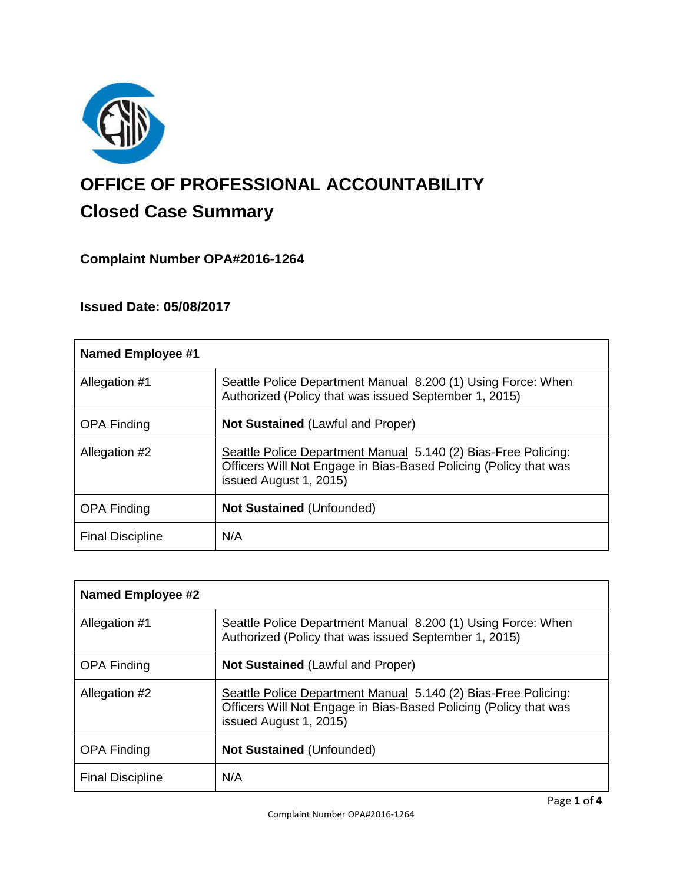# OFFICE OF PROFESSIONAL ACCOUNTABILITY

## Closed Case Summary

### Complaint Number OPA#2016-1264

### Issued Date: 05/08/2017

| **Named Employee #1** | |
|---|---|
| Allegation #1 | Seattle Police Department Manual 8.200 (1) Using Force: When Authorized (Policy that was issued September 1, 2015) |
| OPA Finding | **Not Sustained** (Lawful and Proper) |
| Allegation #2 | Seattle Police Department Manual 5.140 (2) Bias-Free Policing: Officers Will Not Engage in Bias-Based Policing (Policy that was issued August 1, 2015) |
| OPA Finding | **Not Sustained** (Unfounded) |
| Final Discipline | N/A |

| **Named Employee #2** | |
|---|---|
| Allegation #1 | Seattle Police Department Manual 8.200 (1) Using Force: When Authorized (Policy that was issued September 1, 2015) |
| OPA Finding | **Not Sustained** (Lawful and Proper) |
| Allegation #2 | Seattle Police Department Manual 5.140 (2) Bias-Free Policing: Officers Will Not Engage in Bias-Based Policing (Policy that was issued August 1, 2015) |
| OPA Finding | **Not Sustained** (Unfounded) |
| Final Discipline | N/A |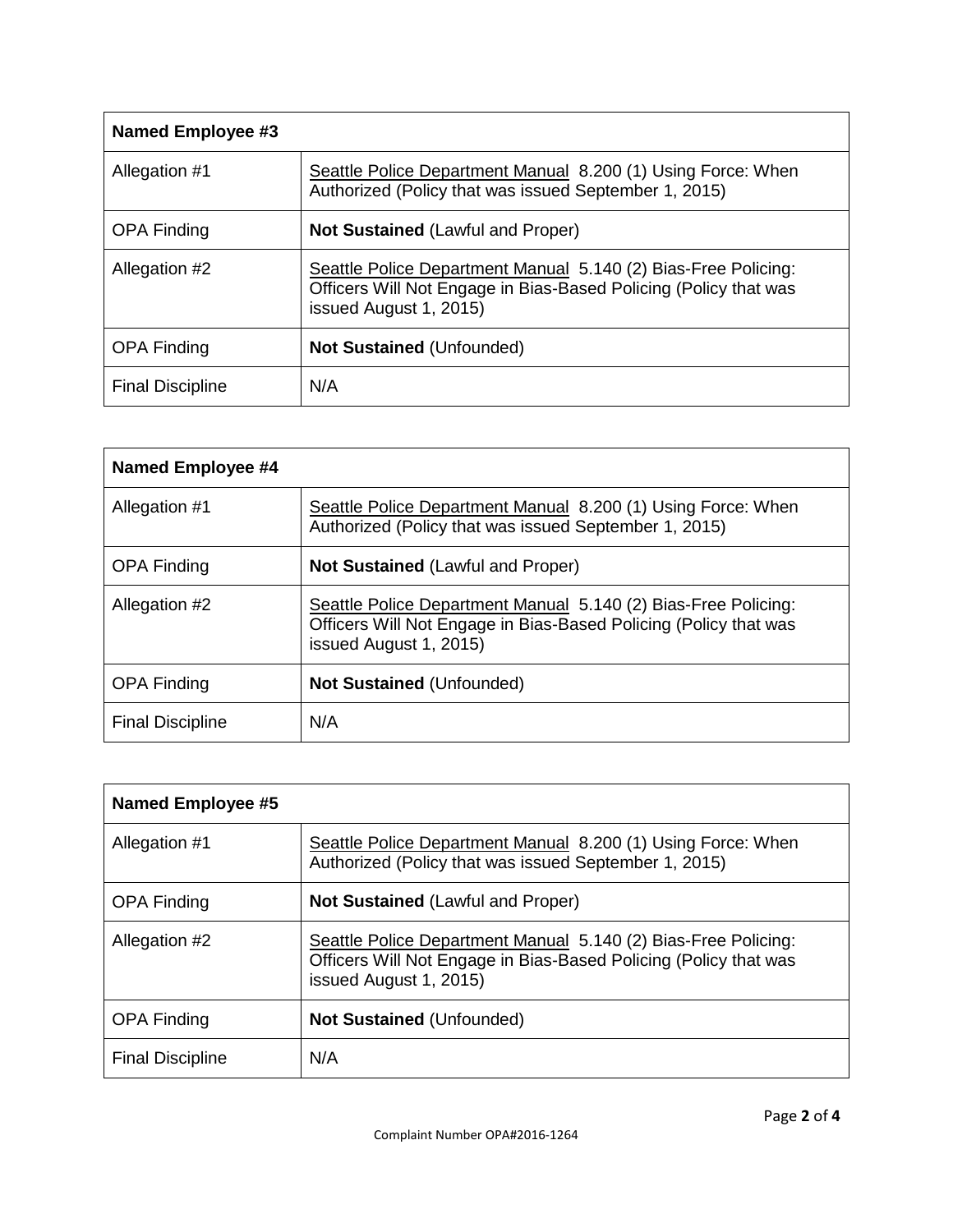| **Named Employee #3** | |
|---|---|
| Allegation #1 | Seattle Police Department Manual 8.200 (1) Using Force: When Authorized (Policy that was issued September 1, 2015) |
| OPA Finding | **Not Sustained** (Lawful and Proper) |
| Allegation #2 | Seattle Police Department Manual 5.140 (2) Bias-Free Policing: Officers Will Not Engage in Bias-Based Policing (Policy that was issued August 1, 2015) |
| OPA Finding | **Not Sustained** (Unfounded) |
| Final Discipline | N/A |

| **Named Employee #4** | |
|---|---|
| Allegation #1 | Seattle Police Department Manual 8.200 (1) Using Force: When Authorized (Policy that was issued September 1, 2015) |
| OPA Finding | **Not Sustained** (Lawful and Proper) |
| Allegation #2 | Seattle Police Department Manual 5.140 (2) Bias-Free Policing: Officers Will Not Engage in Bias-Based Policing (Policy that was issued August 1, 2015) |
| OPA Finding | **Not Sustained** (Unfounded) |
| Final Discipline | N/A |

| **Named Employee #5** | |
|---|---|
| Allegation #1 | Seattle Police Department Manual 8.200 (1) Using Force: When Authorized (Policy that was issued September 1, 2015) |
| OPA Finding | **Not Sustained** (Lawful and Proper) |
| Allegation #2 | Seattle Police Department Manual 5.140 (2) Bias-Free Policing: Officers Will Not Engage in Bias-Based Policing (Policy that was issued August 1, 2015) |
| OPA Finding | **Not Sustained** (Unfounded) |
| Final Discipline | N/A |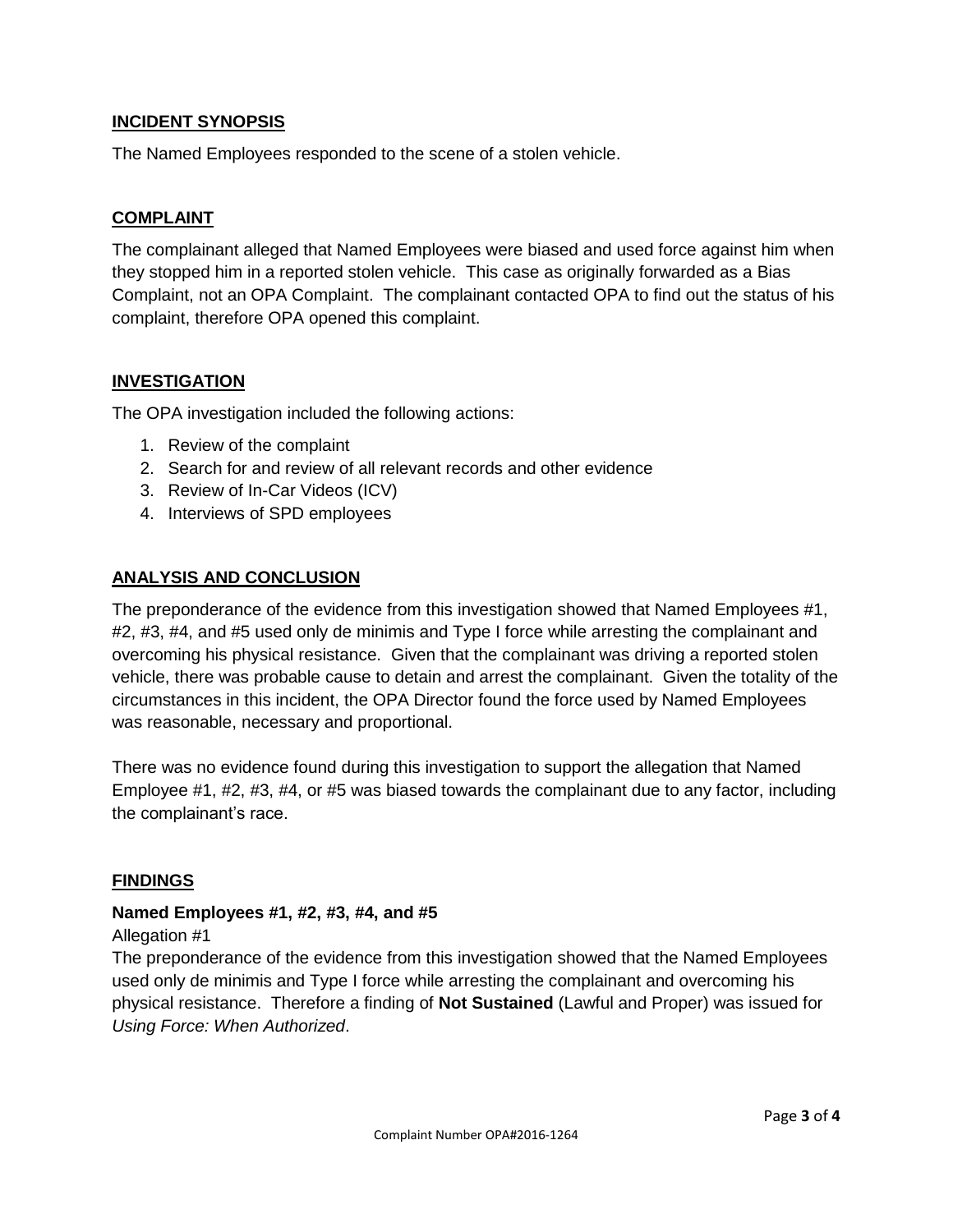## INCIDENT SYNOPSIS

The Named Employees responded to the scene of a stolen vehicle.

## COMPLAINT

The complainant alleged that Named Employees were biased and used force against him when they stopped him in a reported stolen vehicle. This case as originally forwarded as a Bias Complaint, not an OPA Complaint. The complainant contacted OPA to find out the status of his complaint, therefore OPA opened this complaint.

## INVESTIGATION

The OPA investigation included the following actions:

1. Review of the complaint
2. Search for and review of all relevant records and other evidence
3. Review of In-Car Videos (ICV)
4. Interviews of SPD employees

## ANALYSIS AND CONCLUSION

The preponderance of the evidence from this investigation showed that Named Employees #1, #2, #3, #4, and #5 used only de minimis and Type I force while arresting the complainant and overcoming his physical resistance. Given that the complainant was driving a reported stolen vehicle, there was probable cause to detain and arrest the complainant. Given the totality of the circumstances in this incident, the OPA Director found the force used by Named Employees was reasonable, necessary and proportional.

There was no evidence found during this investigation to support the allegation that Named Employee #1, #2, #3, #4, or #5 was biased towards the complainant due to any factor, including the complainant's race.

## FINDINGS

**Named Employees #1, #2, #3, #4, and #5**

Allegation #1

The preponderance of the evidence from this investigation showed that the Named Employees used only de minimis and Type I force while arresting the complainant and overcoming his physical resistance. Therefore a finding of **Not Sustained** (Lawful and Proper) was issued for *Using Force: When Authorized*.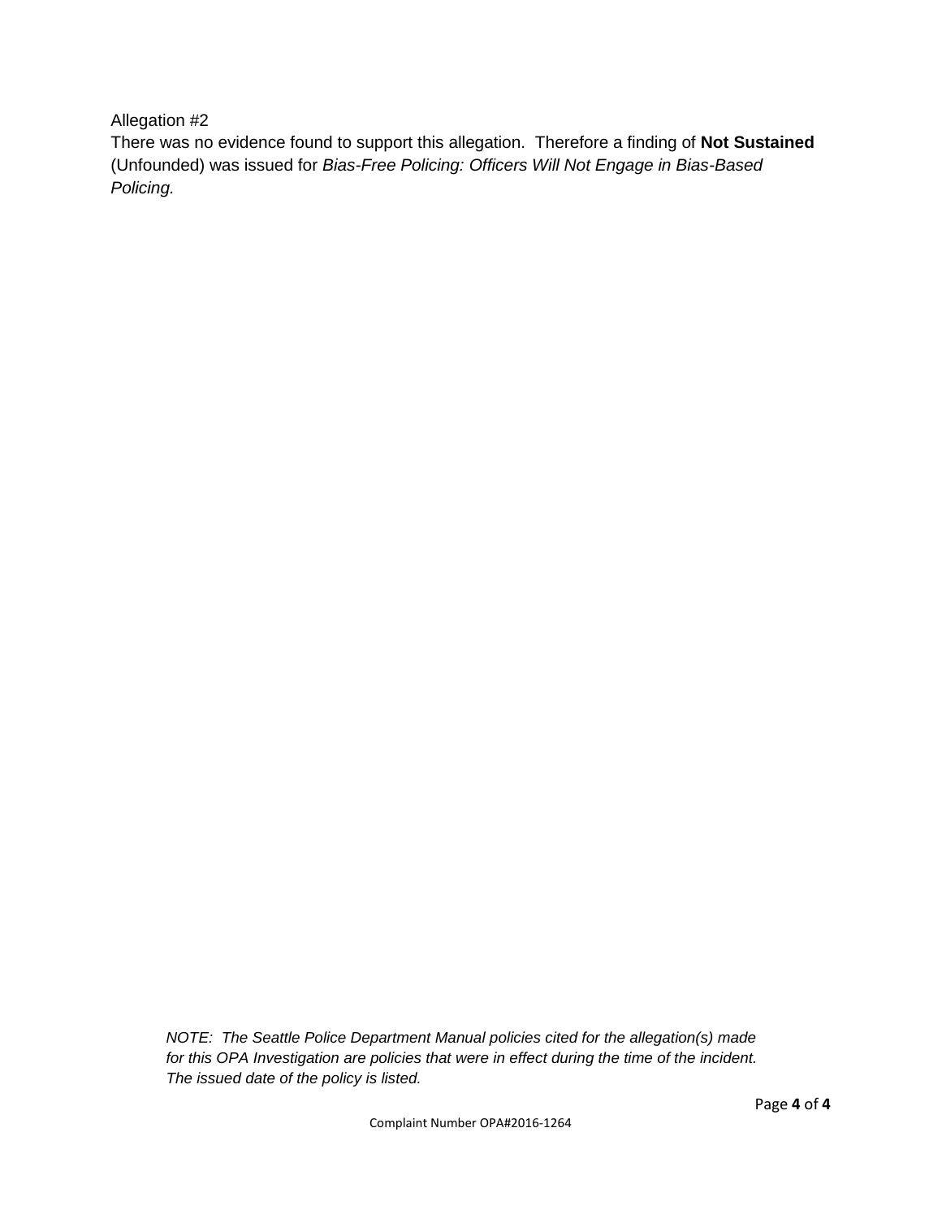Allegation #2

There was no evidence found to support this allegation. Therefore a finding of **Not Sustained** (Unfounded) was issued for *Bias-Free Policing: Officers Will Not Engage in Bias-Based Policing.*

*NOTE: The Seattle Police Department Manual policies cited for the allegation(s) made for this OPA Investigation are policies that were in effect during the time of the incident. The issued date of the policy is listed.*